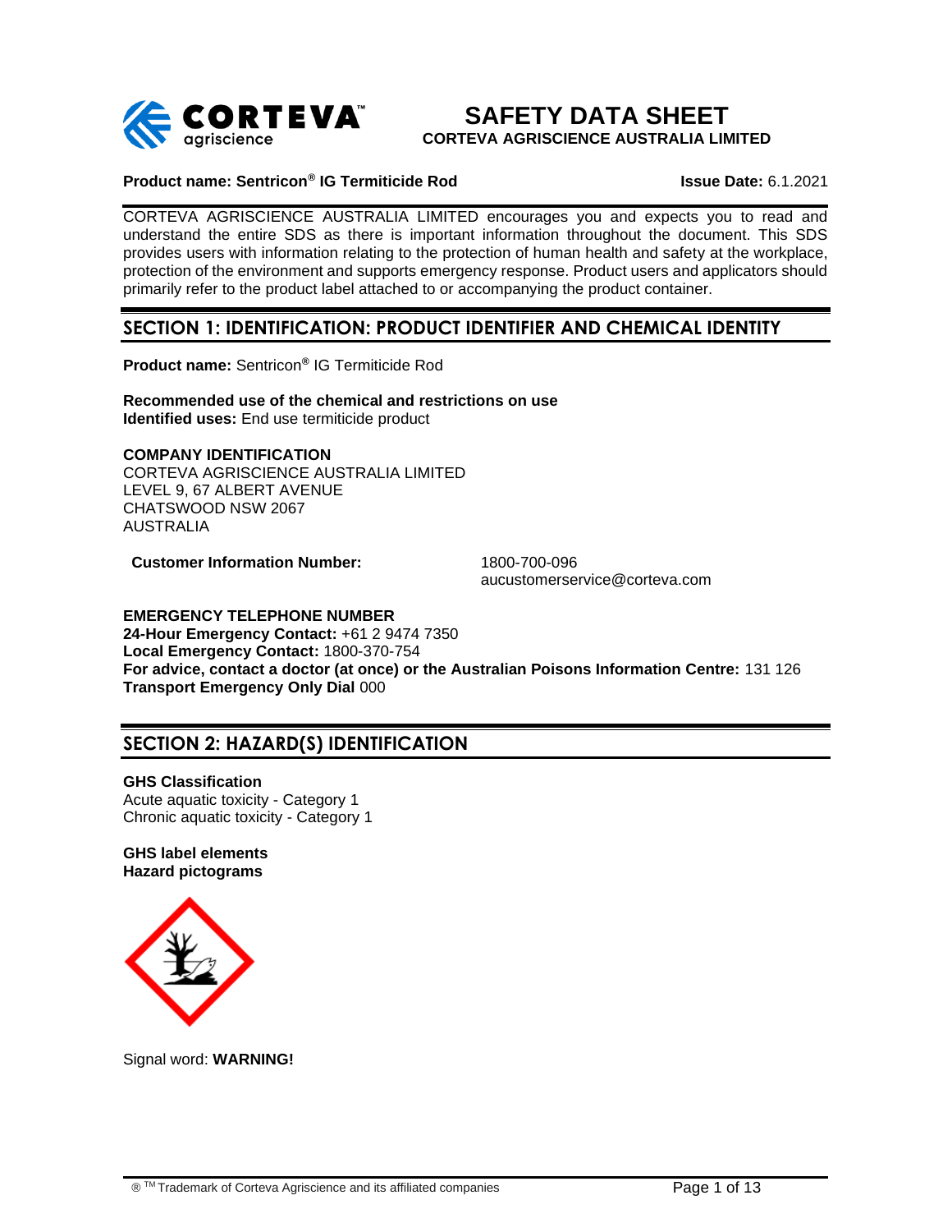# SAFETY DATA SHEET

**CORTEVA AGRISCIENCE AUSTRALIA LIMITED**

**Product name: Sentricon® IG Termiticide Rod** **Issue Date:** 6.1.2021

CORTEVA AGRISCIENCE AUSTRALIA LIMITED encourages you and expects you to read and understand the entire SDS as there is important information throughout the document. This SDS provides users with information relating to the protection of human health and safety at the workplace, protection of the environment and supports emergency response. Product users and applicators should primarily refer to the product label attached to or accompanying the product container.

## SECTION 1: IDENTIFICATION: PRODUCT IDENTIFIER AND CHEMICAL IDENTITY

**Product name:** Sentricon® IG Termiticide Rod

**Recommended use of the chemical and restrictions on use**
**Identified uses:** End use termiticide product

**COMPANY IDENTIFICATION**
CORTEVA AGRISCIENCE AUSTRALIA LIMITED
LEVEL 9, 67 ALBERT AVENUE
CHATSWOOD NSW 2067
AUSTRALIA

**Customer Information Number:** 1800-700-096
aucustomerservice@corteva.com

**EMERGENCY TELEPHONE NUMBER**
**24-Hour Emergency Contact:** +61 2 9474 7350
**Local Emergency Contact:** 1800-370-754
**For advice, contact a doctor (at once) or the Australian Poisons Information Centre:** 131 126
**Transport Emergency Only Dial** 000

## SECTION 2: HAZARD(S) IDENTIFICATION

**GHS Classification**
Acute aquatic toxicity - Category 1
Chronic aquatic toxicity - Category 1

**GHS label elements**
**Hazard pictograms**

Signal word: **WARNING!**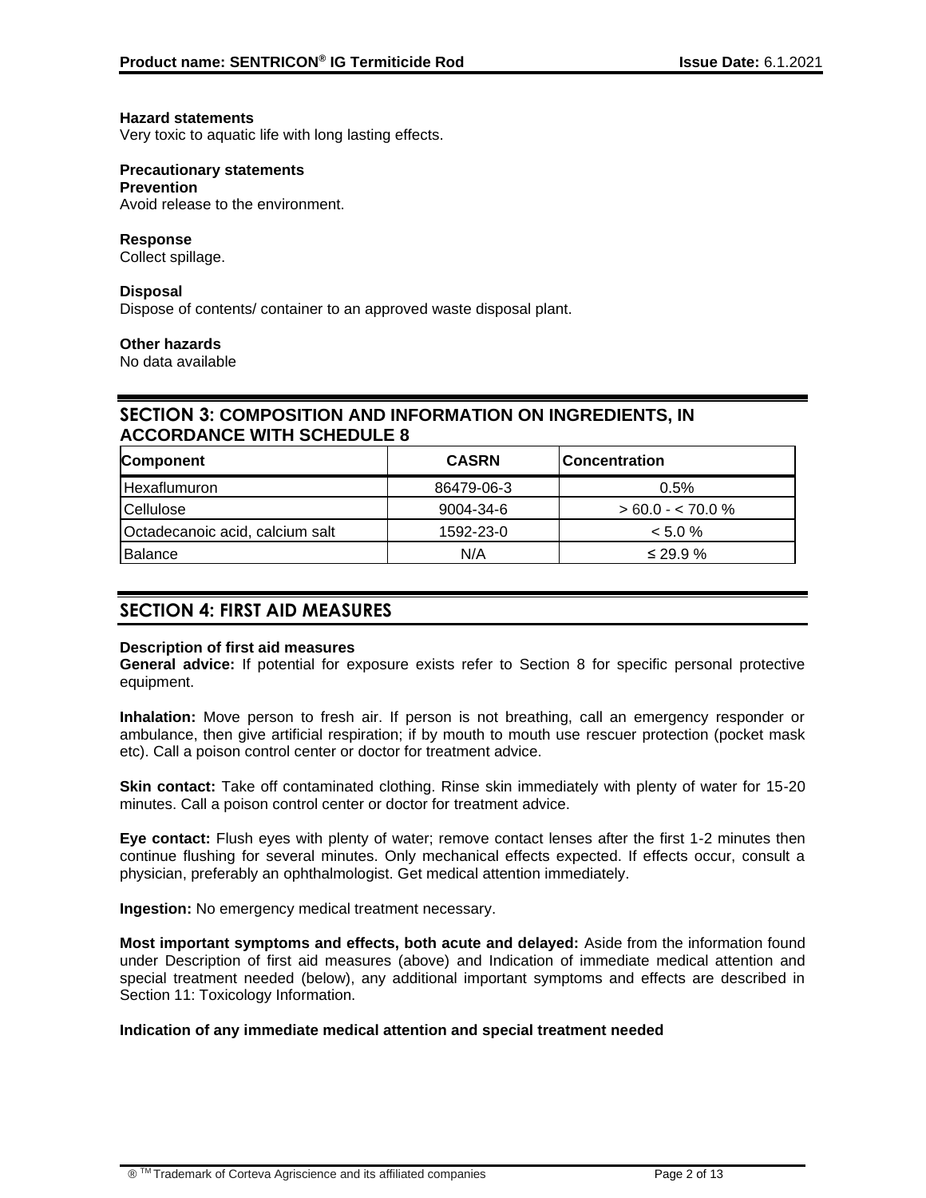**Hazard statements**
Very toxic to aquatic life with long lasting effects.

**Precautionary statements**
**Prevention**
Avoid release to the environment.

**Response**
Collect spillage.

**Disposal**
Dispose of contents/ container to an approved waste disposal plant.

**Other hazards**
No data available

## SECTION 3: COMPOSITION AND INFORMATION ON INGREDIENTS, IN ACCORDANCE WITH SCHEDULE 8

| Component | CASRN | Concentration |
|---|---|---|
| Hexaflumuron | 86479-06-3 | 0.5% |
| Cellulose | 9004-34-6 | > 60.0 - < 70.0 % |
| Octadecanoic acid, calcium salt | 1592-23-0 | < 5.0 % |
| Balance | N/A | ≤ 29.9 % |

## SECTION 4: FIRST AID MEASURES

**Description of first aid measures**
**General advice:** If potential for exposure exists refer to Section 8 for specific personal protective equipment.

**Inhalation:** Move person to fresh air. If person is not breathing, call an emergency responder or ambulance, then give artificial respiration; if by mouth to mouth use rescuer protection (pocket mask etc). Call a poison control center or doctor for treatment advice.

**Skin contact:** Take off contaminated clothing. Rinse skin immediately with plenty of water for 15-20 minutes. Call a poison control center or doctor for treatment advice.

**Eye contact:** Flush eyes with plenty of water; remove contact lenses after the first 1-2 minutes then continue flushing for several minutes. Only mechanical effects expected. If effects occur, consult a physician, preferably an ophthalmologist. Get medical attention immediately.

**Ingestion:** No emergency medical treatment necessary.

**Most important symptoms and effects, both acute and delayed:** Aside from the information found under Description of first aid measures (above) and Indication of immediate medical attention and special treatment needed (below), any additional important symptoms and effects are described in Section 11: Toxicology Information.

**Indication of any immediate medical attention and special treatment needed**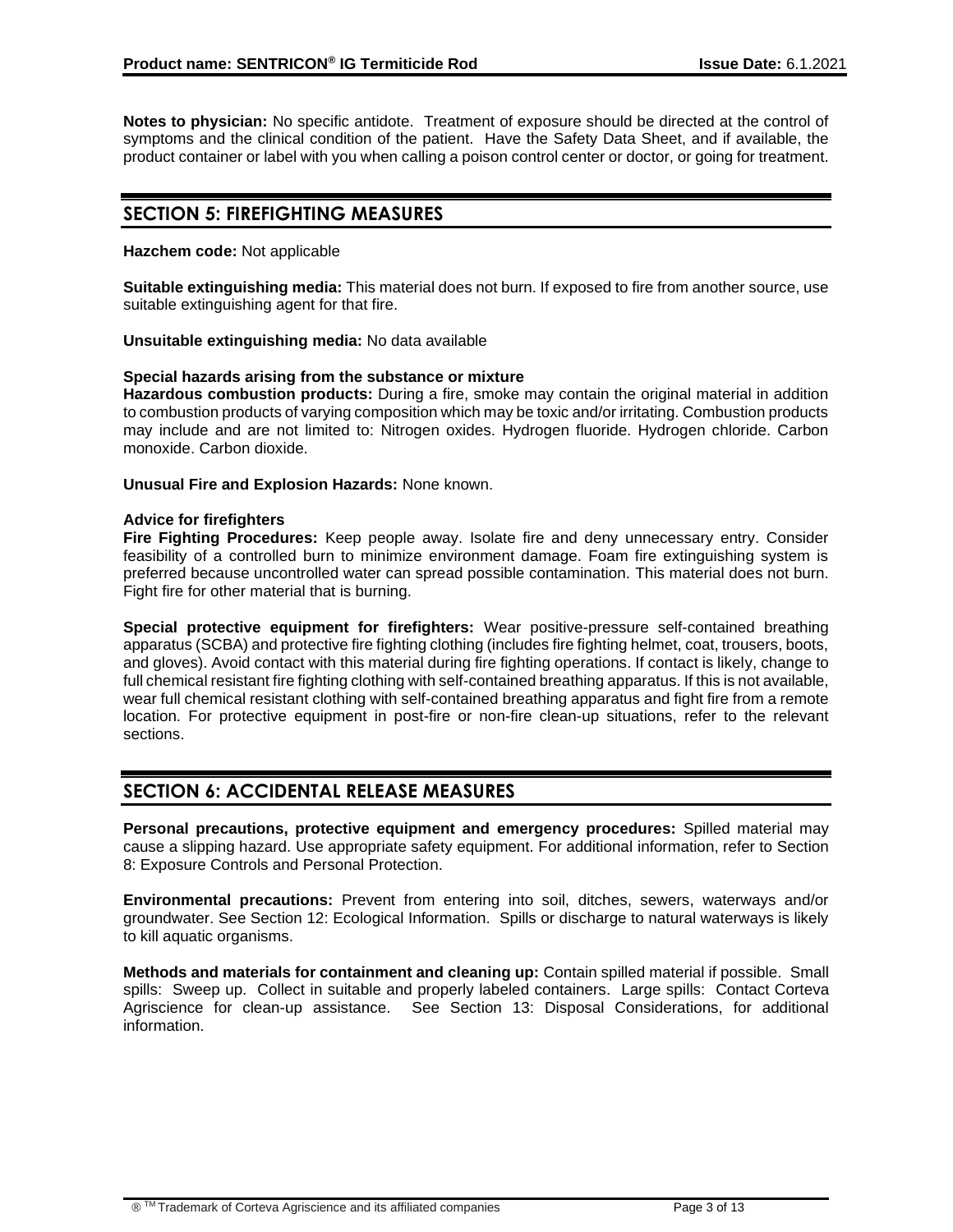**Notes to physician:** No specific antidote. Treatment of exposure should be directed at the control of symptoms and the clinical condition of the patient. Have the Safety Data Sheet, and if available, the product container or label with you when calling a poison control center or doctor, or going for treatment.

## SECTION 5: FIREFIGHTING MEASURES

**Hazchem code:** Not applicable

**Suitable extinguishing media:** This material does not burn. If exposed to fire from another source, use suitable extinguishing agent for that fire.

**Unsuitable extinguishing media:** No data available

**Special hazards arising from the substance or mixture**

**Hazardous combustion products:** During a fire, smoke may contain the original material in addition to combustion products of varying composition which may be toxic and/or irritating. Combustion products may include and are not limited to: Nitrogen oxides. Hydrogen fluoride. Hydrogen chloride. Carbon monoxide. Carbon dioxide.

**Unusual Fire and Explosion Hazards:** None known.

**Advice for firefighters**

**Fire Fighting Procedures:** Keep people away. Isolate fire and deny unnecessary entry. Consider feasibility of a controlled burn to minimize environment damage. Foam fire extinguishing system is preferred because uncontrolled water can spread possible contamination. This material does not burn. Fight fire for other material that is burning.

**Special protective equipment for firefighters:** Wear positive-pressure self-contained breathing apparatus (SCBA) and protective fire fighting clothing (includes fire fighting helmet, coat, trousers, boots, and gloves). Avoid contact with this material during fire fighting operations. If contact is likely, change to full chemical resistant fire fighting clothing with self-contained breathing apparatus. If this is not available, wear full chemical resistant clothing with self-contained breathing apparatus and fight fire from a remote location. For protective equipment in post-fire or non-fire clean-up situations, refer to the relevant sections.

## SECTION 6: ACCIDENTAL RELEASE MEASURES

**Personal precautions, protective equipment and emergency procedures:** Spilled material may cause a slipping hazard. Use appropriate safety equipment. For additional information, refer to Section 8: Exposure Controls and Personal Protection.

**Environmental precautions:** Prevent from entering into soil, ditches, sewers, waterways and/or groundwater. See Section 12: Ecological Information. Spills or discharge to natural waterways is likely to kill aquatic organisms.

**Methods and materials for containment and cleaning up:** Contain spilled material if possible. Small spills: Sweep up. Collect in suitable and properly labeled containers. Large spills: Contact Corteva Agriscience for clean-up assistance. See Section 13: Disposal Considerations, for additional information.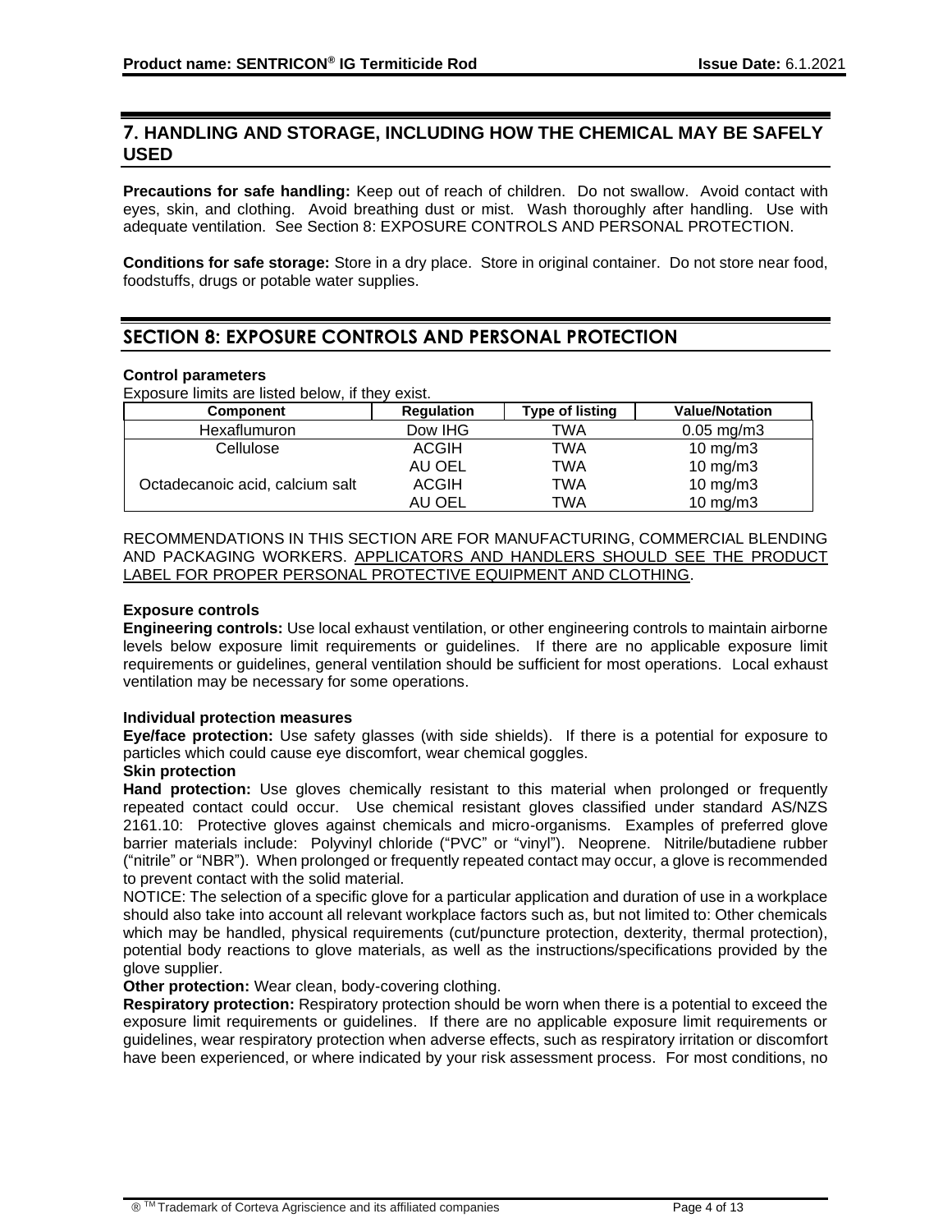## 7. HANDLING AND STORAGE, INCLUDING HOW THE CHEMICAL MAY BE SAFELY USED

**Precautions for safe handling:** Keep out of reach of children. Do not swallow. Avoid contact with eyes, skin, and clothing. Avoid breathing dust or mist. Wash thoroughly after handling. Use with adequate ventilation. See Section 8: EXPOSURE CONTROLS AND PERSONAL PROTECTION.

**Conditions for safe storage:** Store in a dry place. Store in original container. Do not store near food, foodstuffs, drugs or potable water supplies.

## SECTION 8: EXPOSURE CONTROLS AND PERSONAL PROTECTION

**Control parameters**

Exposure limits are listed below, if they exist.

| Component | Regulation | Type of listing | Value/Notation |
|---|---|---|---|
| Hexaflumuron | Dow IHG | TWA | 0.05 mg/m3 |
| Cellulose | ACGIH | TWA | 10 mg/m3 |
| | AU OEL | TWA | 10 mg/m3 |
| Octadecanoic acid, calcium salt | ACGIH | TWA | 10 mg/m3 |
| | AU OEL | TWA | 10 mg/m3 |

RECOMMENDATIONS IN THIS SECTION ARE FOR MANUFACTURING, COMMERCIAL BLENDING AND PACKAGING WORKERS. APPLICATORS AND HANDLERS SHOULD SEE THE PRODUCT LABEL FOR PROPER PERSONAL PROTECTIVE EQUIPMENT AND CLOTHING.

**Exposure controls**

**Engineering controls:** Use local exhaust ventilation, or other engineering controls to maintain airborne levels below exposure limit requirements or guidelines. If there are no applicable exposure limit requirements or guidelines, general ventilation should be sufficient for most operations. Local exhaust ventilation may be necessary for some operations.

**Individual protection measures**

**Eye/face protection:** Use safety glasses (with side shields). If there is a potential for exposure to particles which could cause eye discomfort, wear chemical goggles.

**Skin protection**

**Hand protection:** Use gloves chemically resistant to this material when prolonged or frequently repeated contact could occur. Use chemical resistant gloves classified under standard AS/NZS 2161.10: Protective gloves against chemicals and micro-organisms. Examples of preferred glove barrier materials include: Polyvinyl chloride ("PVC" or "vinyl"). Neoprene. Nitrile/butadiene rubber ("nitrile" or "NBR"). When prolonged or frequently repeated contact may occur, a glove is recommended to prevent contact with the solid material.

NOTICE: The selection of a specific glove for a particular application and duration of use in a workplace should also take into account all relevant workplace factors such as, but not limited to: Other chemicals which may be handled, physical requirements (cut/puncture protection, dexterity, thermal protection), potential body reactions to glove materials, as well as the instructions/specifications provided by the glove supplier.

**Other protection:** Wear clean, body-covering clothing.

**Respiratory protection:** Respiratory protection should be worn when there is a potential to exceed the exposure limit requirements or guidelines. If there are no applicable exposure limit requirements or guidelines, wear respiratory protection when adverse effects, such as respiratory irritation or discomfort have been experienced, or where indicated by your risk assessment process. For most conditions, no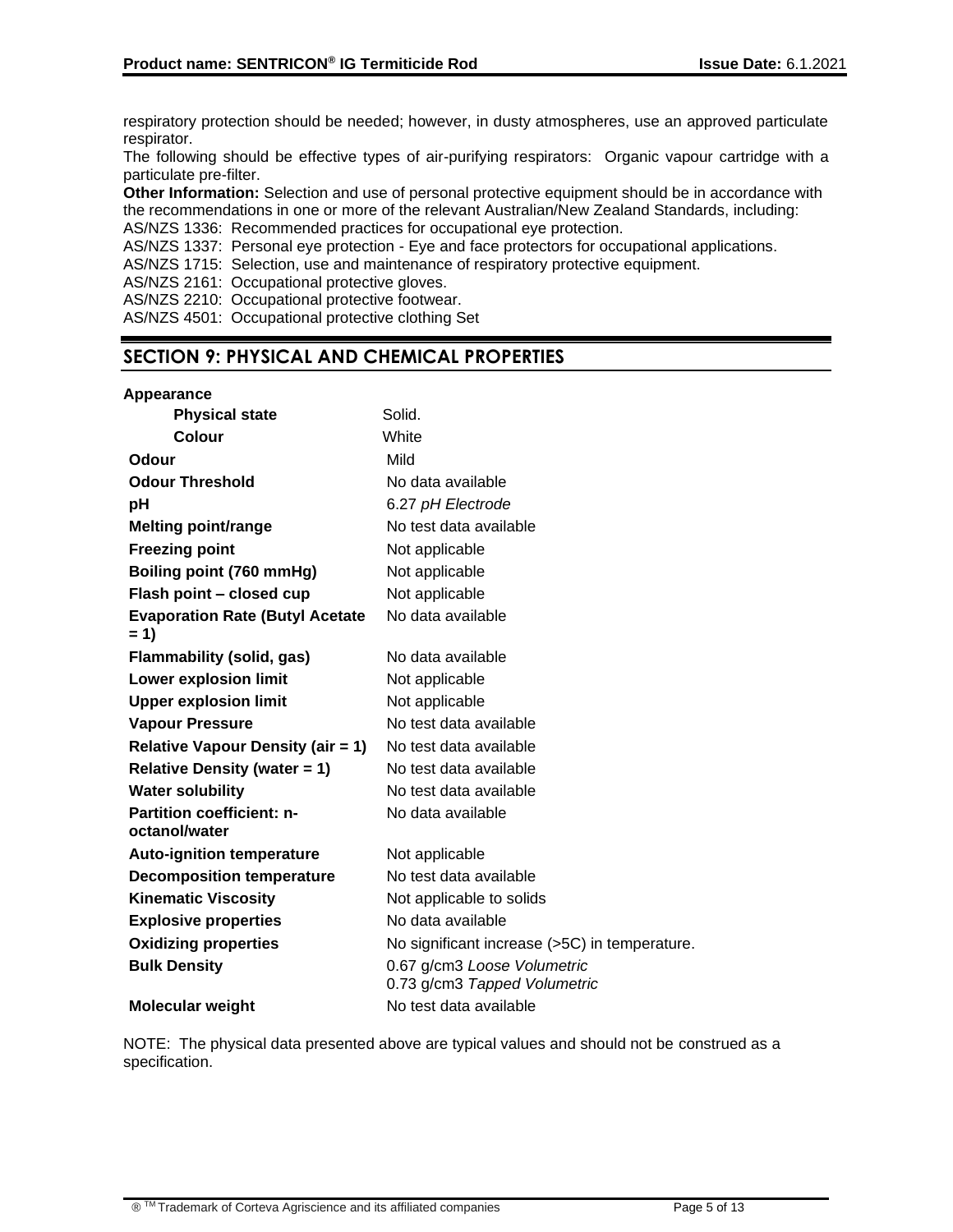respiratory protection should be needed; however, in dusty atmospheres, use an approved particulate respirator.

The following should be effective types of air-purifying respirators: Organic vapour cartridge with a particulate pre-filter.

**Other Information:** Selection and use of personal protective equipment should be in accordance with the recommendations in one or more of the relevant Australian/New Zealand Standards, including:

AS/NZS 1336: Recommended practices for occupational eye protection.
AS/NZS 1337: Personal eye protection - Eye and face protectors for occupational applications.
AS/NZS 1715: Selection, use and maintenance of respiratory protective equipment.
AS/NZS 2161: Occupational protective gloves.
AS/NZS 2210: Occupational protective footwear.
AS/NZS 4501: Occupational protective clothing Set

## SECTION 9: PHYSICAL AND CHEMICAL PROPERTIES

| Property | Value |
|---|---|
| **Appearance** | |
| **Physical state** | Solid. |
| **Colour** | White |
| **Odour** | Mild |
| **Odour Threshold** | No data available |
| **pH** | 6.27 *pH Electrode* |
| **Melting point/range** | No test data available |
| **Freezing point** | Not applicable |
| **Boiling point (760 mmHg)** | Not applicable |
| **Flash point – closed cup** | Not applicable |
| **Evaporation Rate (Butyl Acetate = 1)** | No data available |
| **Flammability (solid, gas)** | No data available |
| **Lower explosion limit** | Not applicable |
| **Upper explosion limit** | Not applicable |
| **Vapour Pressure** | No test data available |
| **Relative Vapour Density (air = 1)** | No test data available |
| **Relative Density (water = 1)** | No test data available |
| **Water solubility** | No test data available |
| **Partition coefficient: n-octanol/water** | No data available |
| **Auto-ignition temperature** | Not applicable |
| **Decomposition temperature** | No test data available |
| **Kinematic Viscosity** | Not applicable to solids |
| **Explosive properties** | No data available |
| **Oxidizing properties** | No significant increase (>5C) in temperature. |
| **Bulk Density** | 0.67 g/cm3 *Loose Volumetric*<br>0.73 g/cm3 *Tapped Volumetric* |
| **Molecular weight** | No test data available |

NOTE: The physical data presented above are typical values and should not be construed as a specification.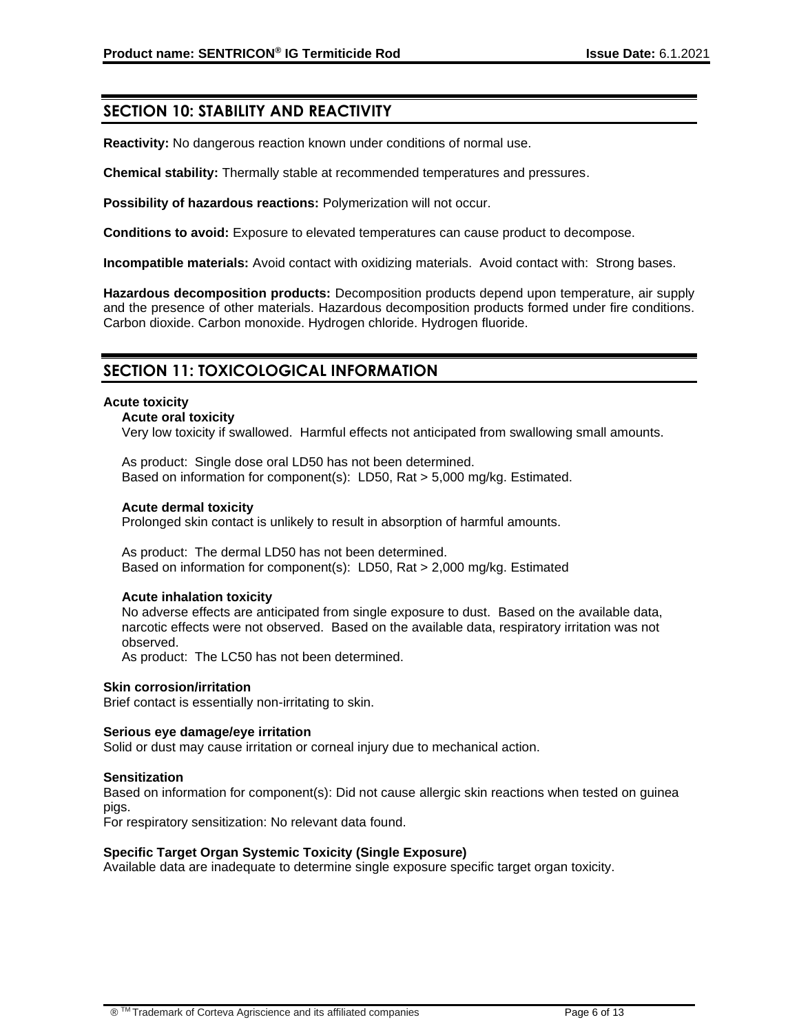## SECTION 10: STABILITY AND REACTIVITY

**Reactivity:** No dangerous reaction known under conditions of normal use.

**Chemical stability:** Thermally stable at recommended temperatures and pressures.

**Possibility of hazardous reactions:** Polymerization will not occur.

**Conditions to avoid:** Exposure to elevated temperatures can cause product to decompose.

**Incompatible materials:** Avoid contact with oxidizing materials. Avoid contact with: Strong bases.

**Hazardous decomposition products:** Decomposition products depend upon temperature, air supply and the presence of other materials. Hazardous decomposition products formed under fire conditions. Carbon dioxide. Carbon monoxide. Hydrogen chloride. Hydrogen fluoride.

## SECTION 11: TOXICOLOGICAL INFORMATION

**Acute toxicity**

**Acute oral toxicity**

Very low toxicity if swallowed. Harmful effects not anticipated from swallowing small amounts.

As product: Single dose oral LD50 has not been determined.
Based on information for component(s): LD50, Rat > 5,000 mg/kg. Estimated.

**Acute dermal toxicity**

Prolonged skin contact is unlikely to result in absorption of harmful amounts.

As product: The dermal LD50 has not been determined.
Based on information for component(s): LD50, Rat > 2,000 mg/kg. Estimated

**Acute inhalation toxicity**

No adverse effects are anticipated from single exposure to dust. Based on the available data, narcotic effects were not observed. Based on the available data, respiratory irritation was not observed.
As product: The LC50 has not been determined.

**Skin corrosion/irritation**

Brief contact is essentially non-irritating to skin.

**Serious eye damage/eye irritation**

Solid or dust may cause irritation or corneal injury due to mechanical action.

**Sensitization**

Based on information for component(s): Did not cause allergic skin reactions when tested on guinea pigs.
For respiratory sensitization: No relevant data found.

**Specific Target Organ Systemic Toxicity (Single Exposure)**

Available data are inadequate to determine single exposure specific target organ toxicity.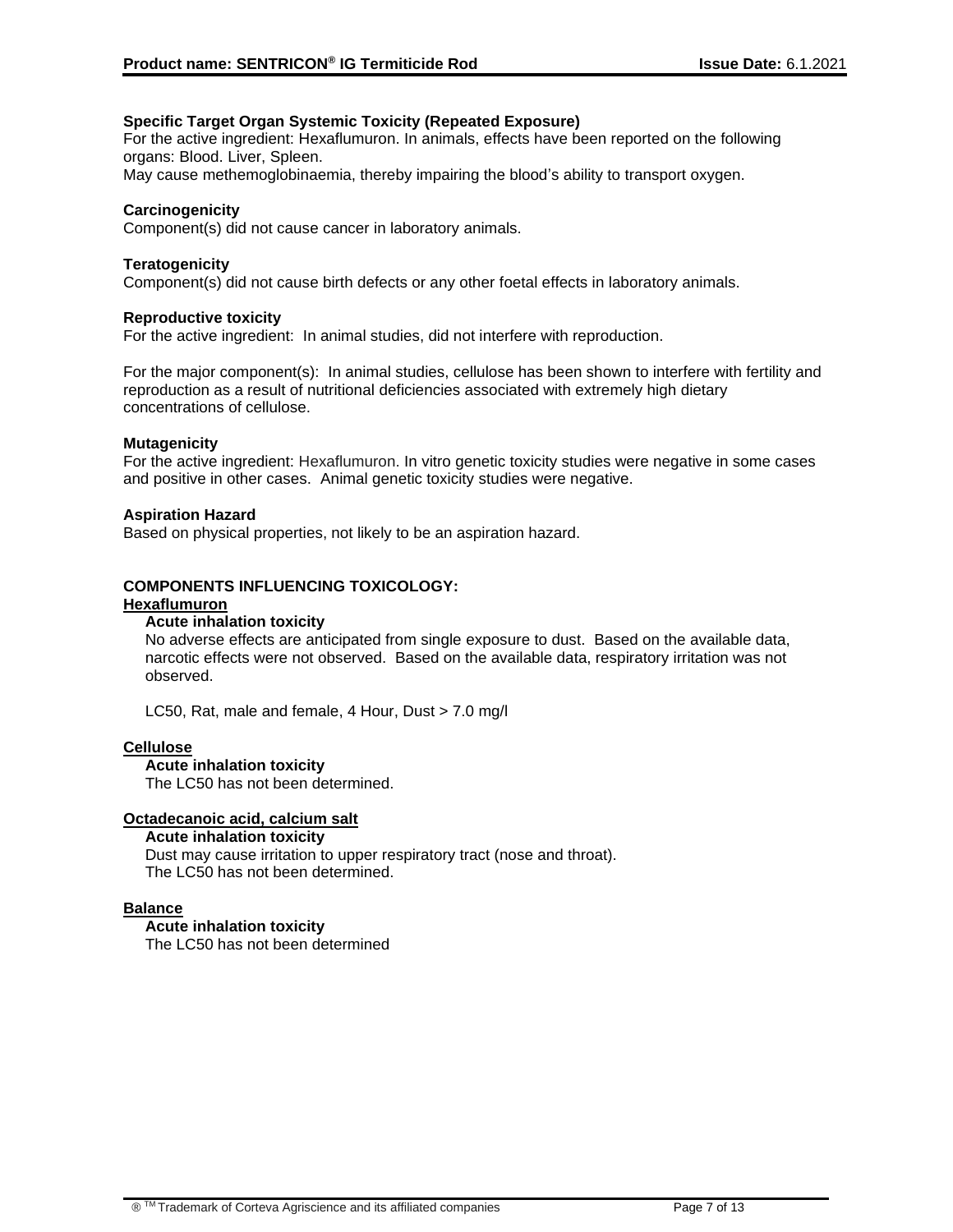**Specific Target Organ Systemic Toxicity (Repeated Exposure)**
For the active ingredient: Hexaflumuron. In animals, effects have been reported on the following organs: Blood. Liver, Spleen.
May cause methemoglobinaemia, thereby impairing the blood's ability to transport oxygen.

**Carcinogenicity**
Component(s) did not cause cancer in laboratory animals.

**Teratogenicity**
Component(s) did not cause birth defects or any other foetal effects in laboratory animals.

**Reproductive toxicity**
For the active ingredient: In animal studies, did not interfere with reproduction.

For the major component(s): In animal studies, cellulose has been shown to interfere with fertility and reproduction as a result of nutritional deficiencies associated with extremely high dietary concentrations of cellulose.

**Mutagenicity**
For the active ingredient: Hexaflumuron. In vitro genetic toxicity studies were negative in some cases and positive in other cases. Animal genetic toxicity studies were negative.

**Aspiration Hazard**
Based on physical properties, not likely to be an aspiration hazard.

**COMPONENTS INFLUENCING TOXICOLOGY:**

**Hexaflumuron**

**Acute inhalation toxicity**
No adverse effects are anticipated from single exposure to dust. Based on the available data, narcotic effects were not observed. Based on the available data, respiratory irritation was not observed.

LC50, Rat, male and female, 4 Hour, Dust > 7.0 mg/l

**Cellulose**

**Acute inhalation toxicity**
The LC50 has not been determined.

**Octadecanoic acid, calcium salt**

**Acute inhalation toxicity**
Dust may cause irritation to upper respiratory tract (nose and throat).
The LC50 has not been determined.

**Balance**

**Acute inhalation toxicity**
The LC50 has not been determined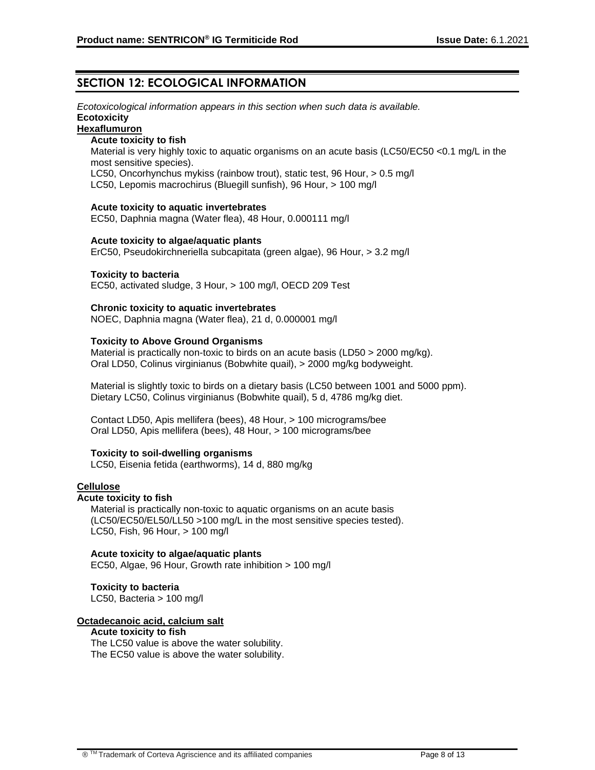## SECTION 12: ECOLOGICAL INFORMATION

*Ecotoxicological information appears in this section when such data is available.*

**Ecotoxicity**

**Hexaflumuron**

**Acute toxicity to fish**

Material is very highly toxic to aquatic organisms on an acute basis (LC50/EC50 <0.1 mg/L in the most sensitive species).

LC50, Oncorhynchus mykiss (rainbow trout), static test, 96 Hour, > 0.5 mg/l

LC50, Lepomis macrochirus (Bluegill sunfish), 96 Hour, > 100 mg/l

**Acute toxicity to aquatic invertebrates**

EC50, Daphnia magna (Water flea), 48 Hour, 0.000111 mg/l

**Acute toxicity to algae/aquatic plants**

ErC50, Pseudokirchneriella subcapitata (green algae), 96 Hour, > 3.2 mg/l

**Toxicity to bacteria**

EC50, activated sludge, 3 Hour, > 100 mg/l, OECD 209 Test

**Chronic toxicity to aquatic invertebrates**

NOEC, Daphnia magna (Water flea), 21 d, 0.000001 mg/l

**Toxicity to Above Ground Organisms**

Material is practically non-toxic to birds on an acute basis (LD50 > 2000 mg/kg).

Oral LD50, Colinus virginianus (Bobwhite quail), > 2000 mg/kg bodyweight.

Material is slightly toxic to birds on a dietary basis (LC50 between 1001 and 5000 ppm).

Dietary LC50, Colinus virginianus (Bobwhite quail), 5 d, 4786 mg/kg diet.

Contact LD50, Apis mellifera (bees), 48 Hour, > 100 micrograms/bee

Oral LD50, Apis mellifera (bees), 48 Hour, > 100 micrograms/bee

**Toxicity to soil-dwelling organisms**

LC50, Eisenia fetida (earthworms), 14 d, 880 mg/kg

**Cellulose**

**Acute toxicity to fish**

Material is practically non-toxic to aquatic organisms on an acute basis (LC50/EC50/EL50/LL50 >100 mg/L in the most sensitive species tested).

LC50, Fish, 96 Hour, > 100 mg/l

**Acute toxicity to algae/aquatic plants**

EC50, Algae, 96 Hour, Growth rate inhibition > 100 mg/l

**Toxicity to bacteria**

LC50, Bacteria > 100 mg/l

**Octadecanoic acid, calcium salt**

**Acute toxicity to fish**

The LC50 value is above the water solubility.

The EC50 value is above the water solubility.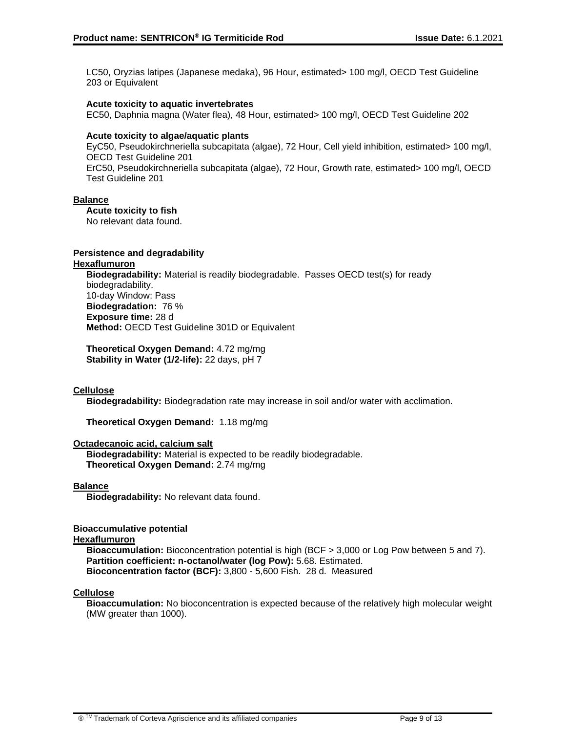LC50, Oryzias latipes (Japanese medaka), 96 Hour, estimated> 100 mg/l, OECD Test Guideline 203 or Equivalent

**Acute toxicity to aquatic invertebrates**
EC50, Daphnia magna (Water flea), 48 Hour, estimated> 100 mg/l, OECD Test Guideline 202

**Acute toxicity to algae/aquatic plants**
EyC50, Pseudokirchneriella subcapitata (algae), 72 Hour, Cell yield inhibition, estimated> 100 mg/l, OECD Test Guideline 201
ErC50, Pseudokirchneriella subcapitata (algae), 72 Hour, Growth rate, estimated> 100 mg/l, OECD Test Guideline 201

**Balance**

**Acute toxicity to fish**
No relevant data found.

**Persistence and degradability**

**Hexaflumuron**

**Biodegradability:** Material is readily biodegradable. Passes OECD test(s) for ready biodegradability.
10-day Window: Pass
**Biodegradation:** 76 %
**Exposure time:** 28 d
**Method:** OECD Test Guideline 301D or Equivalent

**Theoretical Oxygen Demand:** 4.72 mg/mg
**Stability in Water (1/2-life):** 22 days, pH 7

**Cellulose**

**Biodegradability:** Biodegradation rate may increase in soil and/or water with acclimation.

**Theoretical Oxygen Demand:** 1.18 mg/mg

**Octadecanoic acid, calcium salt**

**Biodegradability:** Material is expected to be readily biodegradable.
**Theoretical Oxygen Demand:** 2.74 mg/mg

**Balance**

**Biodegradability:** No relevant data found.

**Bioaccumulative potential**

**Hexaflumuron**

**Bioaccumulation:** Bioconcentration potential is high (BCF > 3,000 or Log Pow between 5 and 7).
**Partition coefficient: n-octanol/water (log Pow):** 5.68. Estimated.
**Bioconcentration factor (BCF):** 3,800 - 5,600 Fish. 28 d. Measured

**Cellulose**

**Bioaccumulation:** No bioconcentration is expected because of the relatively high molecular weight (MW greater than 1000).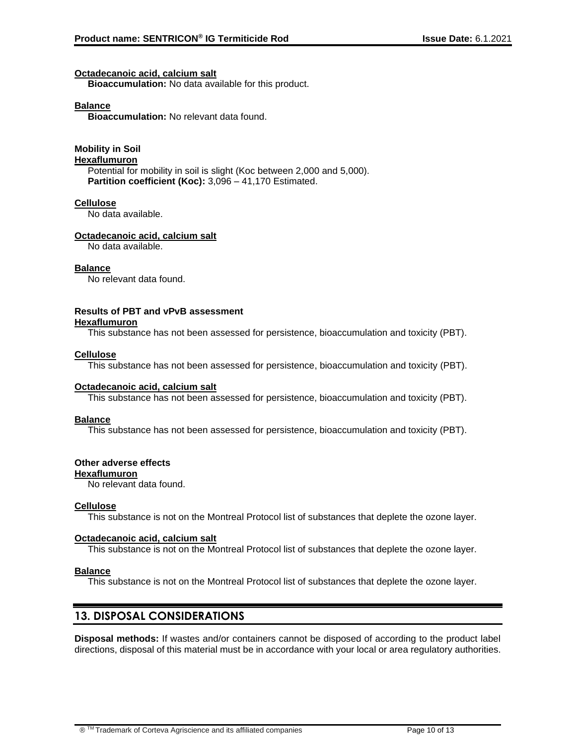**Octadecanoic acid, calcium salt**

**Bioaccumulation:** No data available for this product.

**Balance**

**Bioaccumulation:** No relevant data found.

**Mobility in Soil**

**Hexaflumuron**

Potential for mobility in soil is slight (Koc between 2,000 and 5,000).
**Partition coefficient (Koc):** 3,096 – 41,170 Estimated.

**Cellulose**

No data available.

**Octadecanoic acid, calcium salt**

No data available.

**Balance**

No relevant data found.

**Results of PBT and vPvB assessment**

**Hexaflumuron**

This substance has not been assessed for persistence, bioaccumulation and toxicity (PBT).

**Cellulose**

This substance has not been assessed for persistence, bioaccumulation and toxicity (PBT).

**Octadecanoic acid, calcium salt**

This substance has not been assessed for persistence, bioaccumulation and toxicity (PBT).

**Balance**

This substance has not been assessed for persistence, bioaccumulation and toxicity (PBT).

**Other adverse effects**

**Hexaflumuron**

No relevant data found.

**Cellulose**

This substance is not on the Montreal Protocol list of substances that deplete the ozone layer.

**Octadecanoic acid, calcium salt**

This substance is not on the Montreal Protocol list of substances that deplete the ozone layer.

**Balance**

This substance is not on the Montreal Protocol list of substances that deplete the ozone layer.

## 13. DISPOSAL CONSIDERATIONS

**Disposal methods:** If wastes and/or containers cannot be disposed of according to the product label directions, disposal of this material must be in accordance with your local or area regulatory authorities.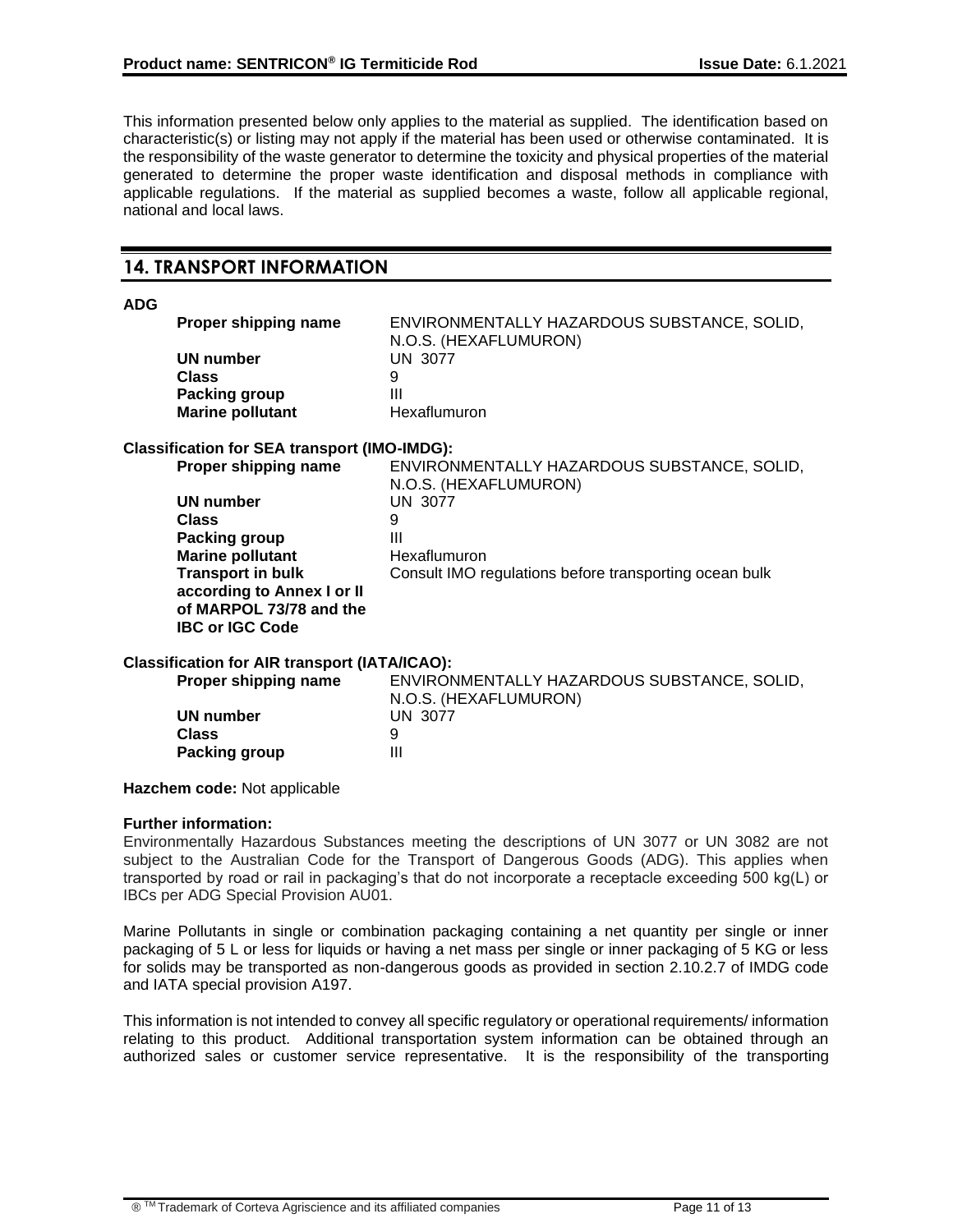This information presented below only applies to the material as supplied. The identification based on characteristic(s) or listing may not apply if the material has been used or otherwise contaminated. It is the responsibility of the waste generator to determine the toxicity and physical properties of the material generated to determine the proper waste identification and disposal methods in compliance with applicable regulations. If the material as supplied becomes a waste, follow all applicable regional, national and local laws.

## 14. TRANSPORT INFORMATION

**ADG**

| | |
|---|---|
| **Proper shipping name** | ENVIRONMENTALLY HAZARDOUS SUBSTANCE, SOLID, N.O.S. (HEXAFLUMURON) |
| **UN number** | UN 3077 |
| **Class** | 9 |
| **Packing group** | III |
| **Marine pollutant** | Hexaflumuron |

**Classification for SEA transport (IMO-IMDG):**

| | |
|---|---|
| **Proper shipping name** | ENVIRONMENTALLY HAZARDOUS SUBSTANCE, SOLID, N.O.S. (HEXAFLUMURON) |
| **UN number** | UN 3077 |
| **Class** | 9 |
| **Packing group** | III |
| **Marine pollutant** | Hexaflumuron |
| **Transport in bulk according to Annex I or II of MARPOL 73/78 and the IBC or IGC Code** | Consult IMO regulations before transporting ocean bulk |

**Classification for AIR transport (IATA/ICAO):**

| | |
|---|---|
| **Proper shipping name** | ENVIRONMENTALLY HAZARDOUS SUBSTANCE, SOLID, N.O.S. (HEXAFLUMURON) |
| **UN number** | UN 3077 |
| **Class** | 9 |
| **Packing group** | III |

**Hazchem code:** Not applicable

**Further information:**

Environmentally Hazardous Substances meeting the descriptions of UN 3077 or UN 3082 are not subject to the Australian Code for the Transport of Dangerous Goods (ADG). This applies when transported by road or rail in packaging's that do not incorporate a receptacle exceeding 500 kg(L) or IBCs per ADG Special Provision AU01.

Marine Pollutants in single or combination packaging containing a net quantity per single or inner packaging of 5 L or less for liquids or having a net mass per single or inner packaging of 5 KG or less for solids may be transported as non-dangerous goods as provided in section 2.10.2.7 of IMDG code and IATA special provision A197.

This information is not intended to convey all specific regulatory or operational requirements/ information relating to this product. Additional transportation system information can be obtained through an authorized sales or customer service representative. It is the responsibility of the transporting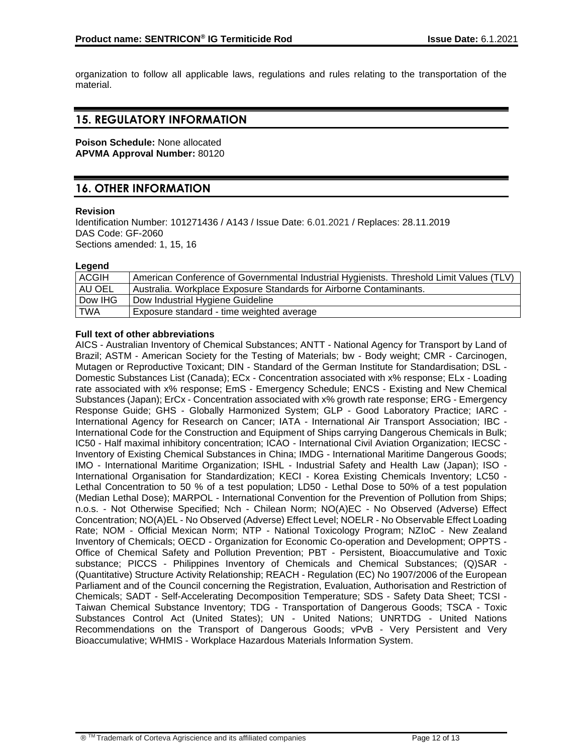organization to follow all applicable laws, regulations and rules relating to the transportation of the material.

## 15. REGULATORY INFORMATION

**Poison Schedule:** None allocated
**APVMA Approval Number:** 80120

## 16. OTHER INFORMATION

**Revision**
Identification Number: 101271436 / A143 / Issue Date: 6.01.2021 / Replaces: 28.11.2019
DAS Code: GF-2060
Sections amended: 1, 15, 16

**Legend**

| | |
|---|---|
| ACGIH | American Conference of Governmental Industrial Hygienists. Threshold Limit Values (TLV) |
| AU OEL | Australia. Workplace Exposure Standards for Airborne Contaminants. |
| Dow IHG | Dow Industrial Hygiene Guideline |
| TWA | Exposure standard - time weighted average |

**Full text of other abbreviations**
AICS - Australian Inventory of Chemical Substances; ANTT - National Agency for Transport by Land of Brazil; ASTM - American Society for the Testing of Materials; bw - Body weight; CMR - Carcinogen, Mutagen or Reproductive Toxicant; DIN - Standard of the German Institute for Standardisation; DSL - Domestic Substances List (Canada); ECx - Concentration associated with x% response; ELx - Loading rate associated with x% response; EmS - Emergency Schedule; ENCS - Existing and New Chemical Substances (Japan); ErCx - Concentration associated with x% growth rate response; ERG - Emergency Response Guide; GHS - Globally Harmonized System; GLP - Good Laboratory Practice; IARC - International Agency for Research on Cancer; IATA - International Air Transport Association; IBC - International Code for the Construction and Equipment of Ships carrying Dangerous Chemicals in Bulk; IC50 - Half maximal inhibitory concentration; ICAO - International Civil Aviation Organization; IECSC - Inventory of Existing Chemical Substances in China; IMDG - International Maritime Dangerous Goods; IMO - International Maritime Organization; ISHL - Industrial Safety and Health Law (Japan); ISO - International Organisation for Standardization; KECI - Korea Existing Chemicals Inventory; LC50 - Lethal Concentration to 50 % of a test population; LD50 - Lethal Dose to 50% of a test population (Median Lethal Dose); MARPOL - International Convention for the Prevention of Pollution from Ships; n.o.s. - Not Otherwise Specified; Nch - Chilean Norm; NO(A)EC - No Observed (Adverse) Effect Concentration; NO(A)EL - No Observed (Adverse) Effect Level; NOELR - No Observable Effect Loading Rate; NOM - Official Mexican Norm; NTP - National Toxicology Program; NZIoC - New Zealand Inventory of Chemicals; OECD - Organization for Economic Co-operation and Development; OPPTS - Office of Chemical Safety and Pollution Prevention; PBT - Persistent, Bioaccumulative and Toxic substance; PICCS - Philippines Inventory of Chemicals and Chemical Substances; (Q)SAR - (Quantitative) Structure Activity Relationship; REACH - Regulation (EC) No 1907/2006 of the European Parliament and of the Council concerning the Registration, Evaluation, Authorisation and Restriction of Chemicals; SADT - Self-Accelerating Decomposition Temperature; SDS - Safety Data Sheet; TCSI - Taiwan Chemical Substance Inventory; TDG - Transportation of Dangerous Goods; TSCA - Toxic Substances Control Act (United States); UN - United Nations; UNRTDG - United Nations Recommendations on the Transport of Dangerous Goods; vPvB - Very Persistent and Very Bioaccumulative; WHMIS - Workplace Hazardous Materials Information System.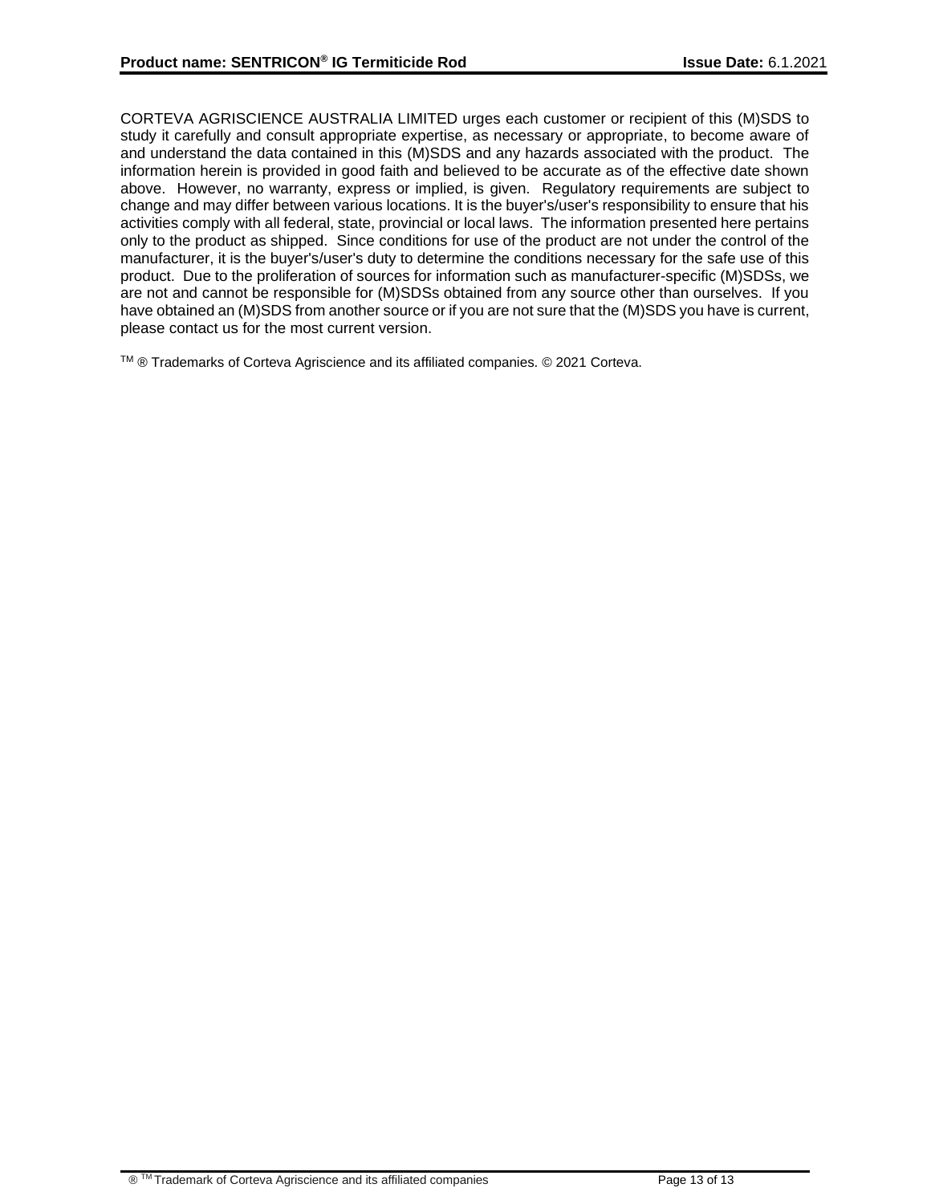CORTEVA AGRISCIENCE AUSTRALIA LIMITED urges each customer or recipient of this (M)SDS to study it carefully and consult appropriate expertise, as necessary or appropriate, to become aware of and understand the data contained in this (M)SDS and any hazards associated with the product. The information herein is provided in good faith and believed to be accurate as of the effective date shown above. However, no warranty, express or implied, is given. Regulatory requirements are subject to change and may differ between various locations. It is the buyer's/user's responsibility to ensure that his activities comply with all federal, state, provincial or local laws. The information presented here pertains only to the product as shipped. Since conditions for use of the product are not under the control of the manufacturer, it is the buyer's/user's duty to determine the conditions necessary for the safe use of this product. Due to the proliferation of sources for information such as manufacturer-specific (M)SDSs, we are not and cannot be responsible for (M)SDSs obtained from any source other than ourselves. If you have obtained an (M)SDS from another source or if you are not sure that the (M)SDS you have is current, please contact us for the most current version.

™ ® Trademarks of Corteva Agriscience and its affiliated companies. © 2021 Corteva.